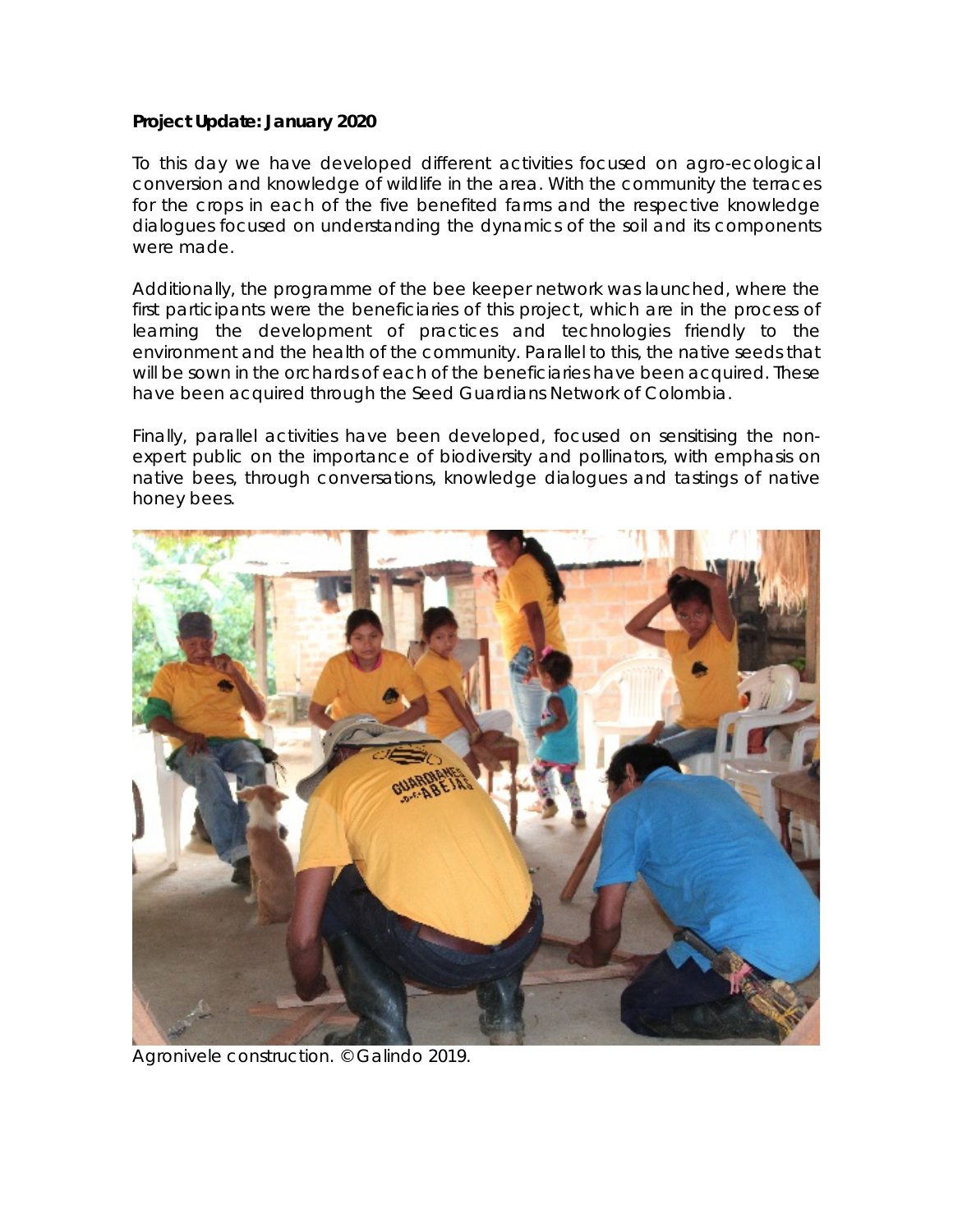**Project Update: January 2020**

To this day we have developed different activities focused on agro-ecological conversion and knowledge of wildlife in the area. With the community the terraces for the crops in each of the five benefited farms and the respective knowledge dialogues focused on understanding the dynamics of the soil and its components were made.

Additionally, the programme of the bee keeper network was launched, where the first participants were the beneficiaries of this project, which are in the process of learning the development of practices and technologies friendly to the environment and the health of the community. Parallel to this, the native seeds that will be sown in the orchards of each of the beneficiaries have been acquired. These have been acquired through the Seed Guardians Network of Colombia.

Finally, parallel activities have been developed, focused on sensitising the non-expert public on the importance of biodiversity and pollinators, with emphasis on native bees, through conversations, knowledge dialogues and tastings of native honey bees.

Agronivele construction. © Galindo 2019.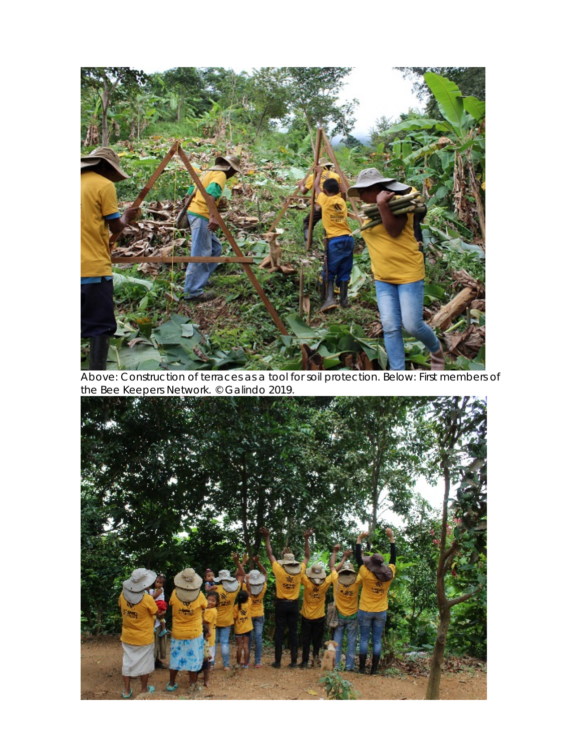Above: Construction of terraces as a tool for soil protection. Below: First members of the Bee Keepers Network. © Galindo 2019.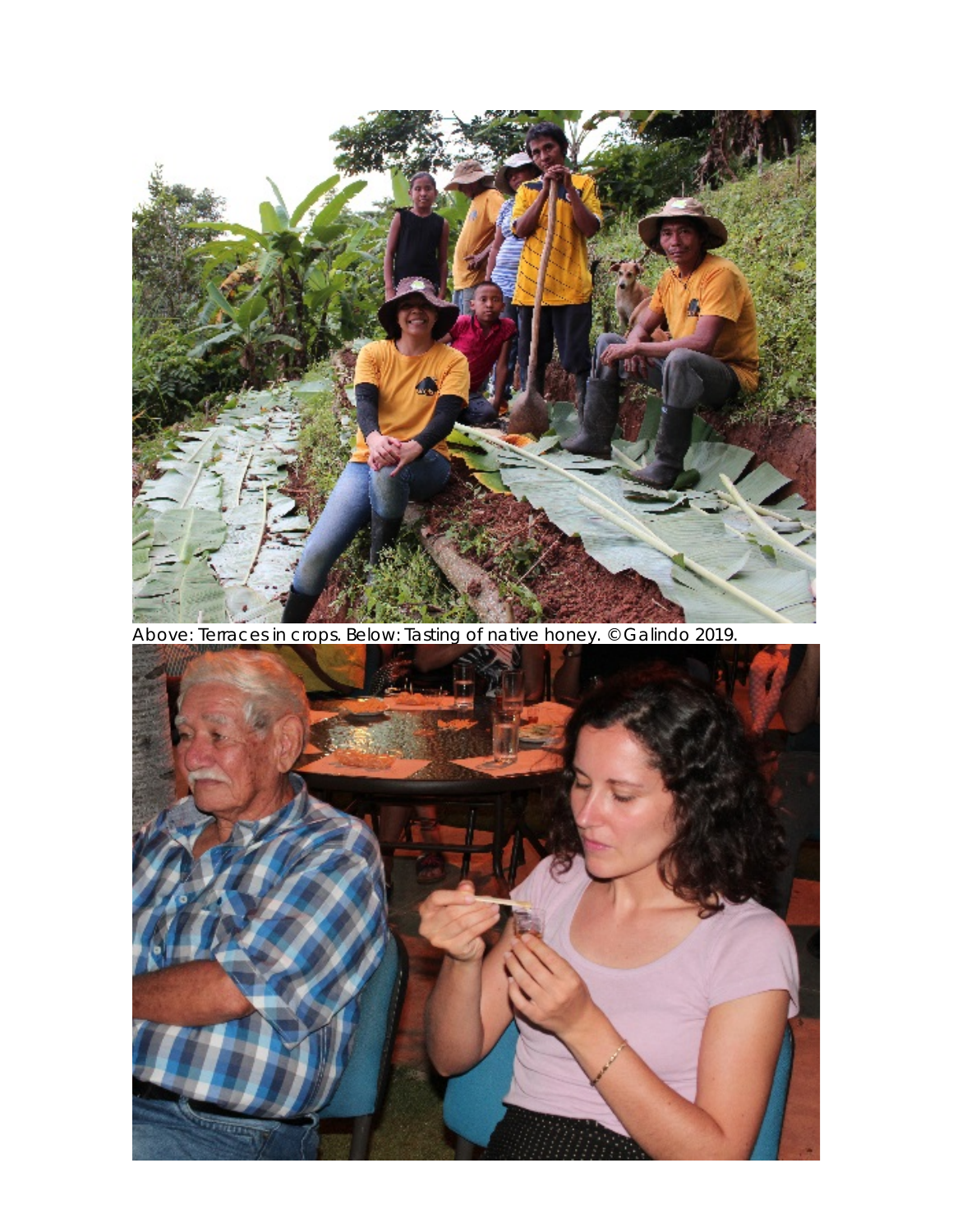Above: Terraces in crops. Below: Tasting of native honey. © Galindo 2019.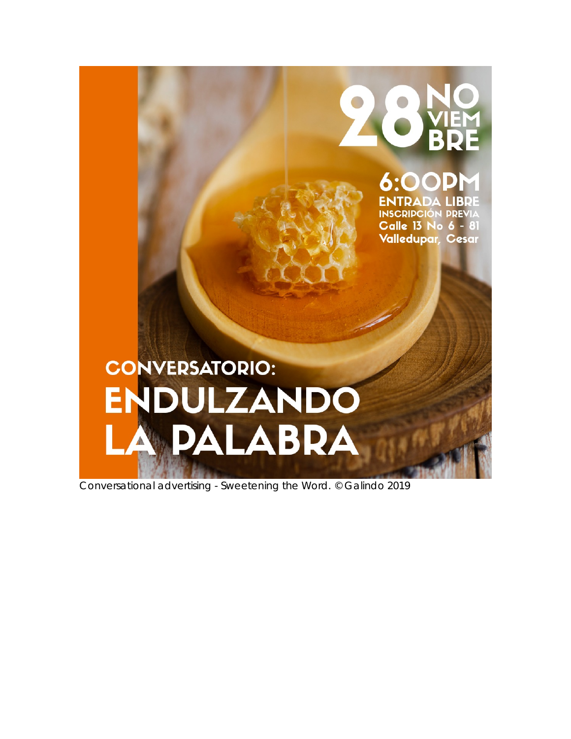28 NOVIEMBRE

6:00PM

ENTRADA LIBRE

INSCRIPCIÓN PREVIA

Calle 13 No 6 - 81

Valledupar, Cesar

CONVERSATORIO:

ENDULZANDO LA PALABRA

Conversational advertising - Sweetening the Word. ©Galindo 2019